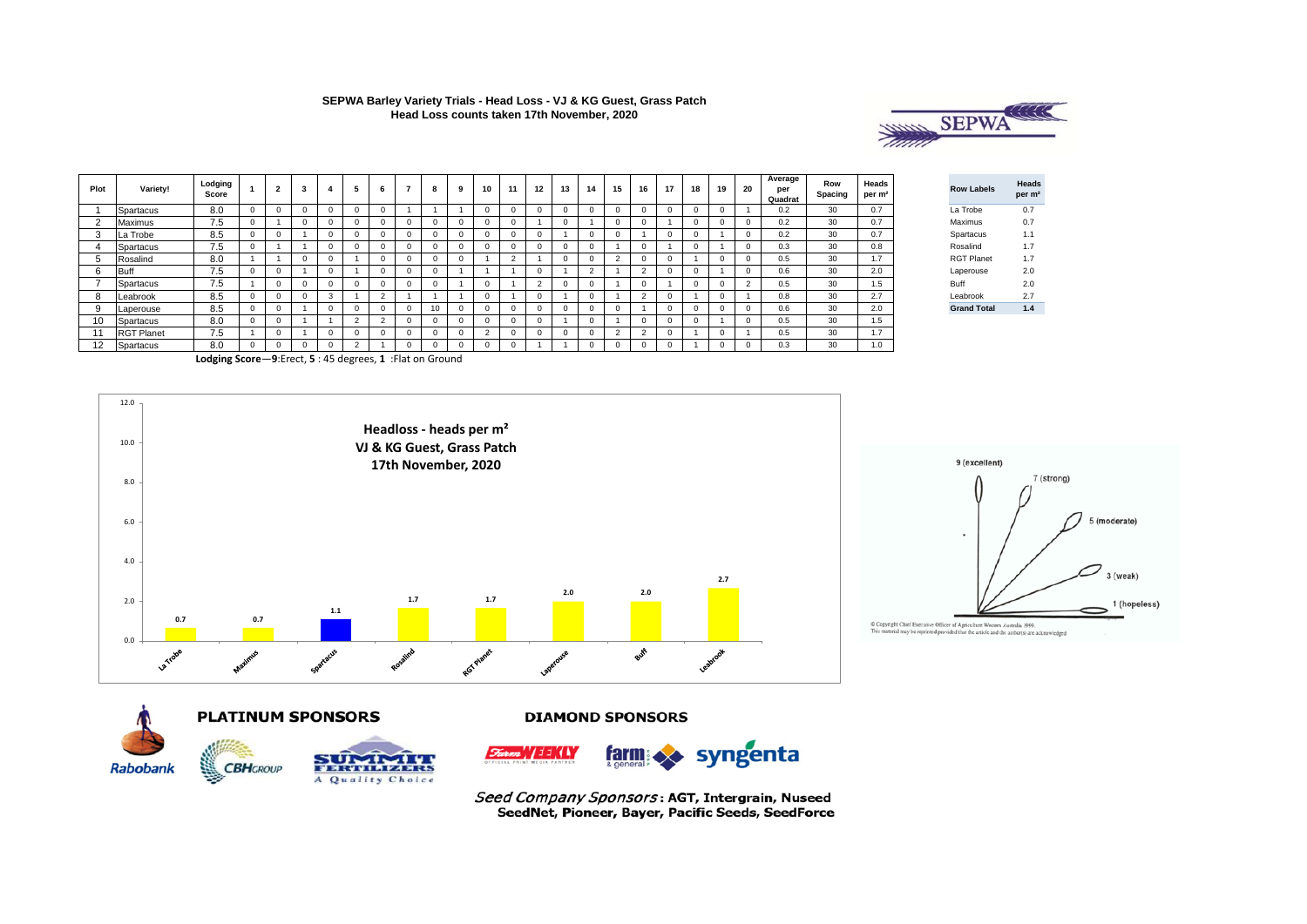**SEPWA Barley Variety Trials - Head Loss - VJ & KG Guest, Grass Patch**
**Head Loss counts taken 17th November, 2020**

| Plot | Variety! | Lodging Score | 1 | 2 | 3 | 4 | 5 | 6 | 7 | 8 | 9 | 10 | 11 | 12 | 13 | 14 | 15 | 16 | 17 | 18 | 19 | 20 | Average per Quadrat | Row Spacing | Heads per m² |
|---|---|---|---|---|---|---|---|---|---|---|---|---|---|---|---|---|---|---|---|---|---|---|---|---|---|
| 1 | Spartacus | 8.0 | 0 | 0 | 0 | 0 | 0 | 0 | 1 | 1 | 1 | 0 | 0 | 0 | 0 | 0 | 0 | 0 | 0 | 0 | 0 | 1 | 0.2 | 30 | 0.7 |
| 2 | Maximus | 7.5 | 0 | 1 | 0 | 0 | 0 | 0 | 0 | 0 | 0 | 0 | 0 | 1 | 0 | 1 | 0 | 0 | 1 | 0 | 0 | 0 | 0.2 | 30 | 0.7 |
| 3 | La Trobe | 8.5 | 0 | 0 | 1 | 0 | 0 | 0 | 0 | 0 | 0 | 0 | 0 | 0 | 1 | 0 | 0 | 1 | 0 | 0 | 1 | 0 | 0.2 | 30 | 0.7 |
| 4 | Spartacus | 7.5 | 0 | 1 | 1 | 0 | 0 | 0 | 0 | 0 | 0 | 0 | 0 | 0 | 0 | 0 | 1 | 0 | 1 | 0 | 1 | 0 | 0.3 | 30 | 0.8 |
| 5 | Rosalind | 8.0 | 1 | 1 | 0 | 0 | 1 | 0 | 0 | 0 | 0 | 1 | 2 | 1 | 0 | 0 | 2 | 0 | 0 | 1 | 0 | 0 | 0.5 | 30 | 1.7 |
| 6 | Buff | 7.5 | 0 | 0 | 1 | 0 | 1 | 0 | 0 | 0 | 1 | 1 | 1 | 0 | 1 | 2 | 1 | 2 | 0 | 0 | 1 | 0 | 0.6 | 30 | 2.0 |
| 7 | Spartacus | 7.5 | 1 | 0 | 0 | 0 | 0 | 0 | 0 | 0 | 1 | 0 | 1 | 2 | 0 | 0 | 1 | 0 | 1 | 0 | 0 | 2 | 0.5 | 30 | 1.5 |
| 8 | Leabrook | 8.5 | 0 | 0 | 0 | 3 | 1 | 2 | 1 | 1 | 1 | 0 | 1 | 0 | 1 | 0 | 1 | 2 | 0 | 1 | 0 | 1 | 0.8 | 30 | 2.7 |
| 9 | Laperouse | 8.5 | 0 | 0 | 1 | 0 | 0 | 0 | 0 | 10 | 0 | 0 | 0 | 0 | 0 | 0 | 0 | 1 | 0 | 0 | 0 | 0 | 0.6 | 30 | 2.0 |
| 10 | Spartacus | 8.0 | 0 | 0 | 1 | 1 | 2 | 2 | 0 | 0 | 0 | 0 | 0 | 0 | 1 | 0 | 1 | 0 | 0 | 0 | 1 | 0 | 0.5 | 30 | 1.5 |
| 11 | RGT Planet | 7.5 | 1 | 0 | 1 | 0 | 0 | 0 | 0 | 0 | 0 | 2 | 0 | 0 | 0 | 0 | 2 | 2 | 0 | 1 | 0 | 1 | 0.5 | 30 | 1.7 |
| 12 | Spartacus | 8.0 | 0 | 0 | 0 | 0 | 2 | 1 | 0 | 0 | 0 | 0 | 0 | 1 | 1 | 0 | 0 | 0 | 0 | 1 | 0 | 0 | 0.3 | 30 | 1.0 |

**Lodging Score**—**9**:Erect, **5** : 45 degrees, **1** :Flat on Ground

| Row Labels | Heads per m² |
|---|---|
| La Trobe | 0.7 |
| Maximus | 0.7 |
| Spartacus | 1.1 |
| Rosalind | 1.7 |
| RGT Planet | 1.7 |
| Laperouse | 2.0 |
| Buff | 2.0 |
| Leabrook | 2.7 |
| **Grand Total** | **1.4** |

**Headloss - heads per m²**
**VJ & KG Guest, Grass Patch**
**17th November, 2020**

| Variety | Heads per m² |
|---|---|
| La Trobe | 0.7 |
| Maximus | 0.7 |
| Spartacus | 1.1 |
| Rosalind | 1.7 |
| RGT Planet | 1.7 |
| Laperouse | 2.0 |
| Buff | 2.0 |
| Leabrook | 2.7 |

9 (excellent), 7 (strong), 5 (moderate), 3 (weak), 1 (hopeless)

© Copyright Chief Executive Officer of Agriculture Western Australia 1999. This material may be reprinted provided that the article and the author(s) are acknowledged

**PLATINUM SPONSORS**

Rabobank, CBH Group, Summit Fertilizers – A Quality Choice

**DIAMOND SPONSORS**

Farm Weekly, farm & general, syngenta

*Seed Company Sponsors*: **AGT, Intergrain, Nuseed SeedNet, Pioneer, Bayer, Pacific Seeds, SeedForce**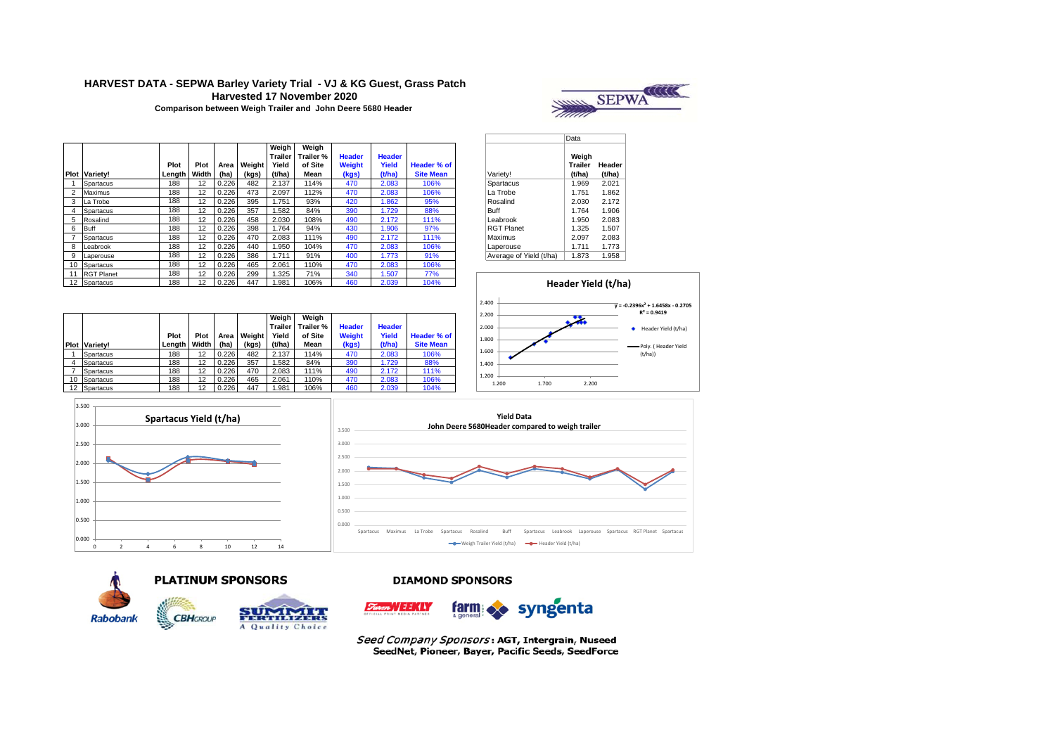# HARVEST DATA - SEPWA Barley Variety Trial - VJ & KG Guest, Grass Patch

## Harvested 17 November 2020

### Comparison between Weigh Trailer and John Deere 5680 Header

| Plot | Variety! | Plot Length | Plot Width | Area (ha) | Weight (kgs) | Weigh Trailer Yield (t/ha) | Weigh Trailer % of Site Mean | Header Weight (kgs) | Header Yield (t/ha) | Header % of Site Mean |
|---|---|---|---|---|---|---|---|---|---|---|
| 1 | Spartacus | 188 | 12 | 0.226 | 482 | 2.137 | 114% | 470 | 2.083 | 106% |
| 2 | Maximus | 188 | 12 | 0.226 | 473 | 2.097 | 112% | 470 | 2.083 | 106% |
| 3 | La Trobe | 188 | 12 | 0.226 | 395 | 1.751 | 93% | 420 | 1.862 | 95% |
| 4 | Spartacus | 188 | 12 | 0.226 | 357 | 1.582 | 84% | 390 | 1.729 | 88% |
| 5 | Rosalind | 188 | 12 | 0.226 | 458 | 2.030 | 108% | 490 | 2.172 | 111% |
| 6 | Buff | 188 | 12 | 0.226 | 398 | 1.764 | 94% | 430 | 1.906 | 97% |
| 7 | Spartacus | 188 | 12 | 0.226 | 470 | 2.083 | 111% | 490 | 2.172 | 111% |
| 8 | Leabrook | 188 | 12 | 0.226 | 440 | 1.950 | 104% | 470 | 2.083 | 106% |
| 9 | Laperouse | 188 | 12 | 0.226 | 386 | 1.711 | 91% | 400 | 1.773 | 91% |
| 10 | Spartacus | 188 | 12 | 0.226 | 465 | 2.061 | 110% | 470 | 2.083 | 106% |
| 11 | RGT Planet | 188 | 12 | 0.226 | 299 | 1.325 | 71% | 340 | 1.507 | 77% |
| 12 | Spartacus | 188 | 12 | 0.226 | 447 | 1.981 | 106% | 460 | 2.039 | 104% |

| Variety! | Data: Weigh Trailer (t/ha) | Data: Header (t/ha) |
|---|---|---|
| Spartacus | 1.969 | 2.021 |
| La Trobe | 1.751 | 1.862 |
| Rosalind | 2.030 | 2.172 |
| Buff | 1.764 | 1.906 |
| Leabrook | 1.950 | 2.083 |
| RGT Planet | 1.325 | 1.507 |
| Maximus | 2.097 | 2.083 |
| Laperouse | 1.711 | 1.773 |
| Average of Yield (t/ha) | 1.873 | 1.958 |

| Plot | Variety! | Plot Length | Plot Width | Area (ha) | Weight (kgs) | Weigh Trailer Yield (t/ha) | Weigh Trailer % of Site Mean | Header Weight (kgs) | Header Yield (t/ha) | Header % of Site Mean |
|---|---|---|---|---|---|---|---|---|---|---|
| 1 | Spartacus | 188 | 12 | 0.226 | 482 | 2.137 | 114% | 470 | 2.083 | 106% |
| 4 | Spartacus | 188 | 12 | 0.226 | 357 | 1.582 | 84% | 390 | 1.729 | 88% |
| 7 | Spartacus | 188 | 12 | 0.226 | 470 | 2.083 | 111% | 490 | 2.172 | 111% |
| 10 | Spartacus | 188 | 12 | 0.226 | 465 | 2.061 | 110% | 470 | 2.083 | 106% |
| 12 | Spartacus | 188 | 12 | 0.226 | 447 | 1.981 | 106% | 460 | 2.039 | 104% |

**Header Yield (t/ha)**

$y = -0.2396x^2 + 1.6458x - 0.2705$
$R^2 = 0.9419$

Header Yield (t/ha); Poly. (Header Yield (t/ha))

**Spartacus Yield (t/ha)**

**Yield Data**
**John Deere 5680Header compared to weigh trailer**

Weigh Trailer Yield (t/ha) — Header Yield (t/ha)

**PLATINUM SPONSORS**: Rabobank, CBH Group, Summit Fertilizers – A Quality Choice

**DIAMOND SPONSORS**: Farm Weekly, farm & general, syngenta

*Seed Company Sponsors*: AGT, Intergrain, Nuseed, SeedNet, Pioneer, Bayer, Pacific Seeds, SeedForce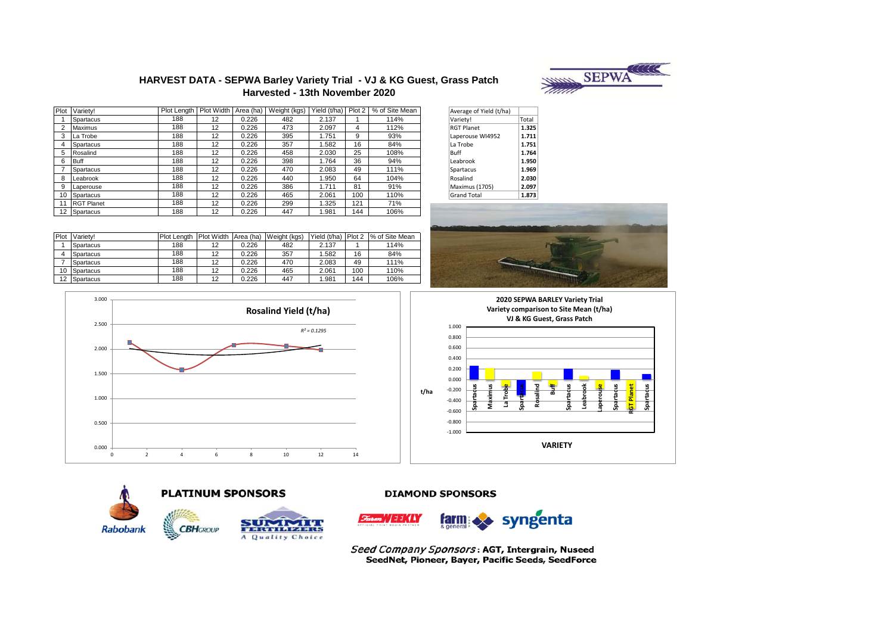# HARVEST DATA - SEPWA Barley Variety Trial - VJ & KG Guest, Grass Patch
## Harvested - 13th November 2020

| Plot | Variety! | Plot Length | Plot Width | Area (ha) | Weight (kgs) | Yield (t/ha) | Plot 2 | % of Site Mean |
|---|---|---|---|---|---|---|---|---|
| 1 | Spartacus | 188 | 12 | 0.226 | 482 | 2.137 | 1 | 114% |
| 2 | Maximus | 188 | 12 | 0.226 | 473 | 2.097 | 4 | 112% |
| 3 | La Trobe | 188 | 12 | 0.226 | 395 | 1.751 | 9 | 93% |
| 4 | Spartacus | 188 | 12 | 0.226 | 357 | 1.582 | 16 | 84% |
| 5 | Rosalind | 188 | 12 | 0.226 | 458 | 2.030 | 25 | 108% |
| 6 | Buff | 188 | 12 | 0.226 | 398 | 1.764 | 36 | 94% |
| 7 | Spartacus | 188 | 12 | 0.226 | 470 | 2.083 | 49 | 111% |
| 8 | Leabrook | 188 | 12 | 0.226 | 440 | 1.950 | 64 | 104% |
| 9 | Laperouse | 188 | 12 | 0.226 | 386 | 1.711 | 81 | 91% |
| 10 | Spartacus | 188 | 12 | 0.226 | 465 | 2.061 | 100 | 110% |
| 11 | RGT Planet | 188 | 12 | 0.226 | 299 | 1.325 | 121 | 71% |
| 12 | Spartacus | 188 | 12 | 0.226 | 447 | 1.981 | 144 | 106% |

| Average of Yield (t/ha) | |
|---|---|
| Variety! | Total |
| RGT Planet | 1.325 |
| Laperouse WI4952 | 1.711 |
| La Trobe | 1.751 |
| Buff | 1.764 |
| Leabrook | 1.950 |
| Spartacus | 1.969 |
| Rosalind | 2.030 |
| Maximus (1705) | 2.097 |
| Grand Total | 1.873 |

| Plot | Variety! | Plot Length | Plot Width | Area (ha) | Weight (kgs) | Yield (t/ha) | Plot 2 | % of Site Mean |
|---|---|---|---|---|---|---|---|---|
| 1 | Spartacus | 188 | 12 | 0.226 | 482 | 2.137 | 1 | 114% |
| 4 | Spartacus | 188 | 12 | 0.226 | 357 | 1.582 | 16 | 84% |
| 7 | Spartacus | 188 | 12 | 0.226 | 470 | 2.083 | 49 | 111% |
| 10 | Spartacus | 188 | 12 | 0.226 | 465 | 2.061 | 100 | 110% |
| 12 | Spartacus | 188 | 12 | 0.226 | 447 | 1.981 | 144 | 106% |

**Rosalind Yield (t/ha)**

$R^2 = 0.1295$

**2020 SEPWA BARLEY Variety Trial**
**Variety comparison to Site Mean (t/ha)**
**VJ & KG Guest, Grass Patch**

**PLATINUM SPONSORS**

Rabobank, CBH Group, Summit Fertilizers – A Quality Choice

**DIAMOND SPONSORS**

Farm Weekly, Farm & General, Syngenta

*Seed Company Sponsors*: **AGT, Intergrain, Nuseed SeedNet, Pioneer, Bayer, Pacific Seeds, SeedForce**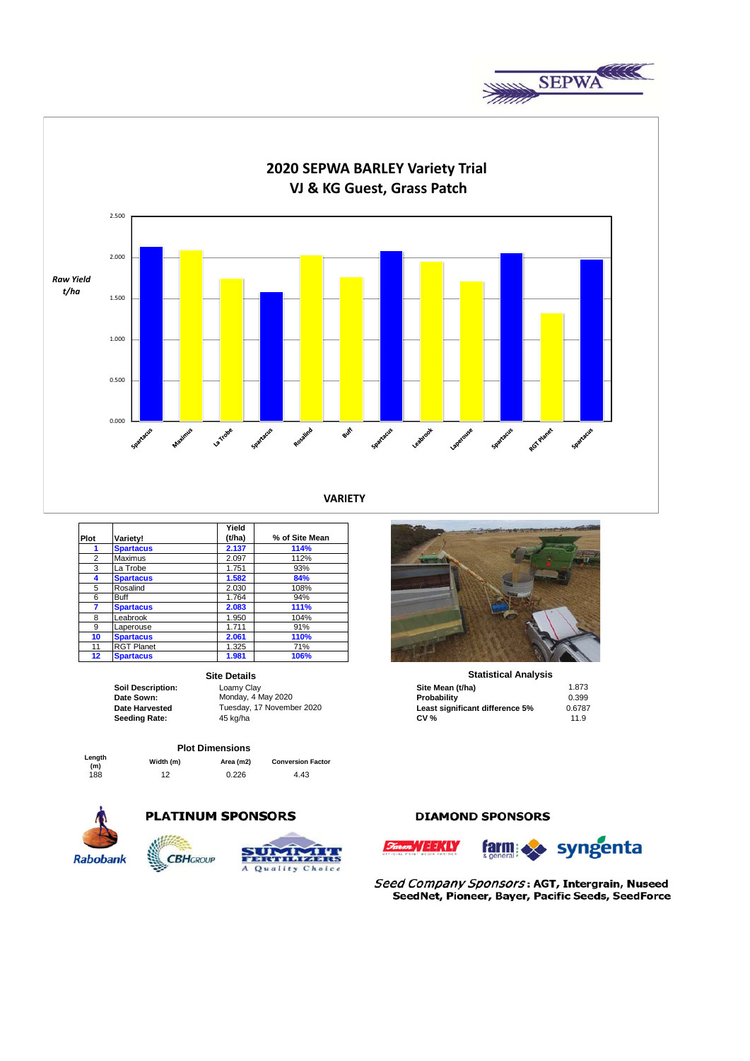# 2020 SEPWA BARLEY Variety Trial
## VJ & KG Guest, Grass Patch

| Plot | Variety! | Yield (t/ha) | % of Site Mean |
|---|---|---|---|
| **1** | **Spartacus** | **2.137** | **114%** |
| 2 | Maximus | 2.097 | 112% |
| 3 | La Trobe | 1.751 | 93% |
| **4** | **Spartacus** | **1.582** | **84%** |
| 5 | Rosalind | 2.030 | 108% |
| 6 | Buff | 1.764 | 94% |
| **7** | **Spartacus** | **2.083** | **111%** |
| 8 | Leabrook | 1.950 | 104% |
| 9 | Laperouse | 1.711 | 91% |
| **10** | **Spartacus** | **2.061** | **110%** |
| 11 | RGT Planet | 1.325 | 71% |
| **12** | **Spartacus** | **1.981** | **106%** |

### Site Details

| | |
|---|---|
| **Soil Description:** | Loamy Clay |
| **Date Sown:** | Monday, 4 May 2020 |
| **Date Harvested** | Tuesday, 17 November 2020 |
| **Seeding Rate:** | 45 kg/ha |

### Statistical Analysis

| | |
|---|---|
| **Site Mean (t/ha)** | 1.873 |
| **Probability** | 0.399 |
| **Least significant difference 5%** | 0.6787 |
| **CV %** | 11.9 |

### Plot Dimensions

| Length (m) | Width (m) | Area (m2) | Conversion Factor |
|---|---|---|---|
| 188 | 12 | 0.226 | 4.43 |

**PLATINUM SPONSORS**

**DIAMOND SPONSORS**

*Seed Company Sponsors*: **AGT, Intergrain, Nuseed SeedNet, Pioneer, Bayer, Pacific Seeds, SeedForce**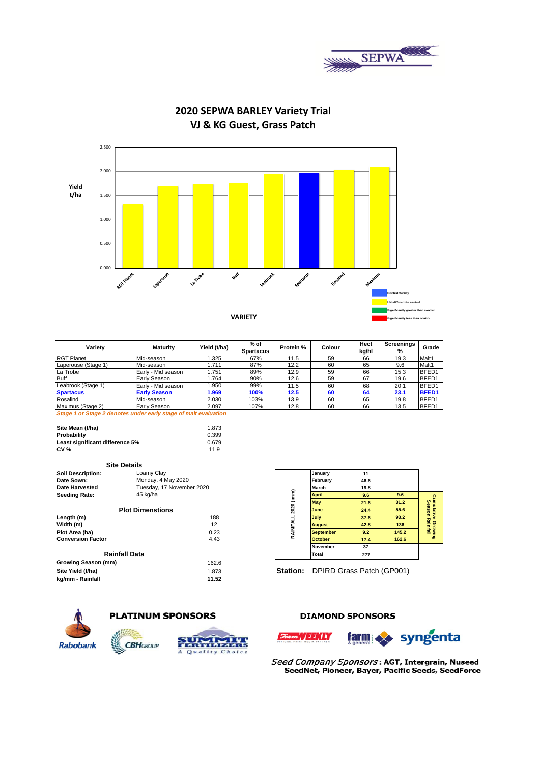SEPWA

# 2020 SEPWA BARLEY Variety Trial
## VJ & KG Guest, Grass Patch

Yield t/ha

2.500
2.000
1.500
1.000
0.500
0.000

RGT Planet
Laperouse
La Trobe
Buff
Leabrook
Spartacus
Rosalind
Maximus

VARIETY

Control variety
Not different to control
Significantly greater than control
Significantly less than control

| Variety | Maturity | Yield (t/ha) | % of Spartacus | Protein % | Colour | Hect kg/hl | Screenings % | Grade |
|---|---|---|---|---|---|---|---|---|
| RGT Planet | Mid-season | 1.325 | 67% | 11.5 | 59 | 66 | 19.3 | Malt1 |
| Laperouse (Stage 1) | Mid-season | 1.711 | 87% | 12.2 | 60 | 65 | 9.6 | Malt1 |
| La Trobe | Early - Mid season | 1.751 | 89% | 12.9 | 59 | 66 | 15.3 | BFED1 |
| Buff | Early Season | 1.764 | 90% | 12.6 | 59 | 67 | 19.6 | BFED1 |
| Leabrook (Stage 1) | Early - Mid season | 1.950 | 99% | 11.5 | 60 | 68 | 20.1 | BFED1 |
| **Spartacus** | **Early Season** | **1.969** | **100%** | **12.5** | **60** | **64** | **23.1** | **BFED1** |
| Rosalind | Mid-season | 2.030 | 103% | 13.9 | 60 | 65 | 19.8 | BFED1 |
| Maximus (Stage 2) | Early Season | 2.097 | 107% | 12.8 | 60 | 66 | 13.5 | BFED1 |

*Stage 1 or Stage 2 denotes under early stage of malt evaluation*

| | |
|---|---|
| **Site Mean (t/ha)** | 1.873 |
| **Probability** | 0.399 |
| **Least significant difference 5%** | 0.679 |
| **CV %** | 11.9 |

### Site Details

| | |
|---|---|
| **Soil Description:** | Loamy Clay |
| **Date Sown:** | Monday, 4 May 2020 |
| **Date Harvested** | Tuesday, 17 November 2020 |
| **Seeding Rate:** | 45 kg/ha |

### Plot Dimenstions

| | |
|---|---|
| **Length (m)** | 188 |
| **Width (m)** | 12 |
| **Plot Area (ha)** | 0.23 |
| **Conversion Factor** | 4.43 |

### Rainfall Data

| | |
|---|---|
| **Growing Season (mm)** | 162.6 |
| **Site Yield (t/ha)** | 1.873 |
| **kg/mm - Rainfall** | **11.52** |

RAINFALL 2020 (mm)

| Month | Rainfall | Cumulative Growing Season Rainfall |
|---|---|---|
| January | 11 | |
| February | 46.6 | |
| March | 19.8 | |
| April | 9.6 | 9.6 |
| May | 21.6 | 31.2 |
| June | 24.4 | 55.6 |
| July | 37.6 | 93.2 |
| August | 42.8 | 136 |
| September | 9.2 | 145.2 |
| October | 17.4 | 162.6 |
| November | 37 | |
| Total | 277 | |

**Station:** DPIRD Grass Patch (GP001)

**PLATINUM SPONSORS**

Rabobank, CBH GROUP, SUMMIT FERTILIZERS A Quality Choice

**DIAMOND SPONSORS**

Farm Weekly, farm & general, syngenta

*Seed Company Sponsors*: **AGT, Intergrain, Nuseed SeedNet, Pioneer, Bayer, Pacific Seeds, SeedForce**